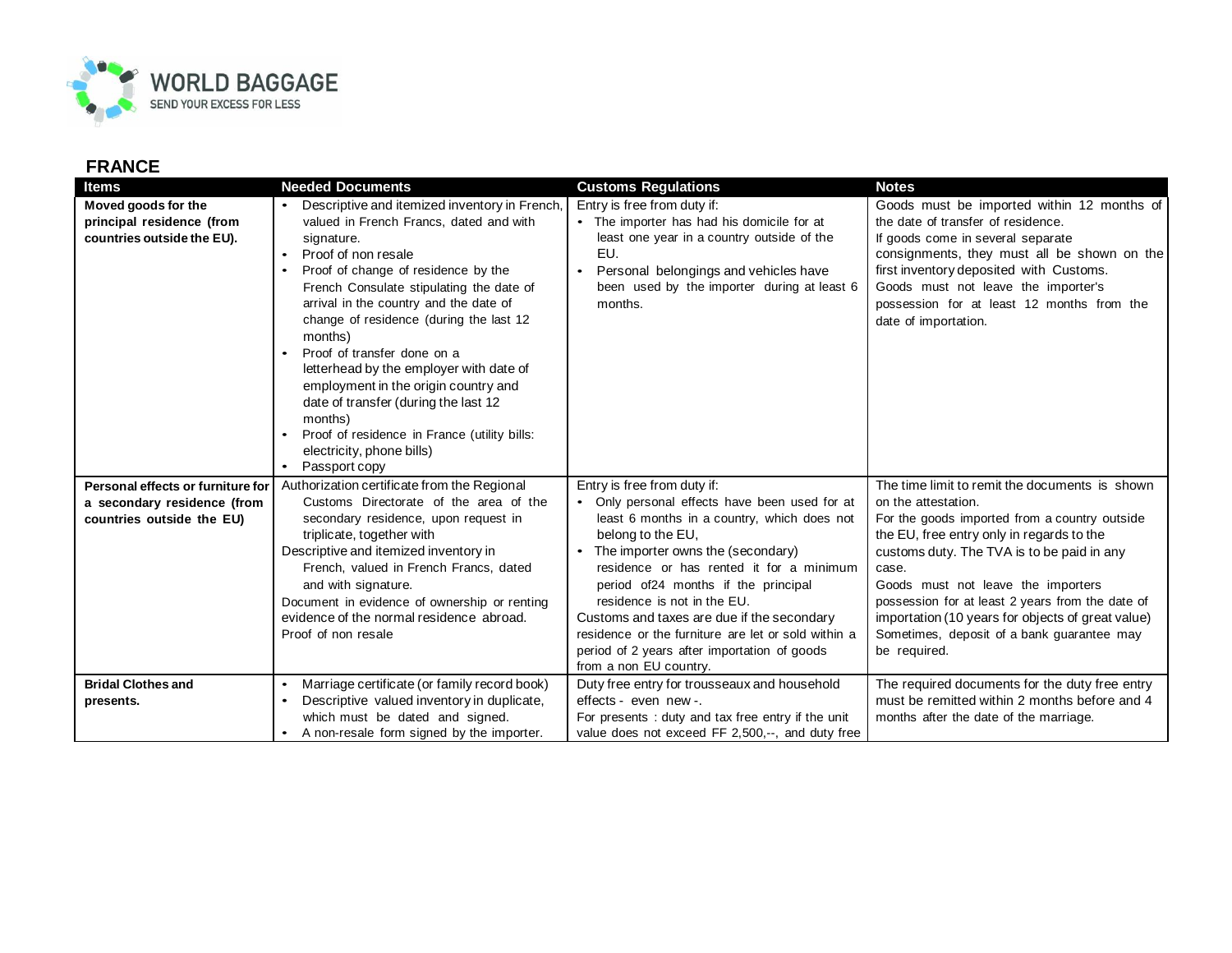WORLD BAGGAGE
SEND YOUR EXCESS FOR LESS

## FRANCE

| Items | Needed Documents | Customs Regulations | Notes |
|---|---|---|---|
| **Moved goods for the principal residence (from countries outside the EU).** | • Descriptive and itemized inventory in French, valued in French Francs, dated and with signature.<br>• Proof of non resale<br>• Proof of change of residence by the French Consulate stipulating the date of arrival in the country and the date of change of residence (during the last 12 months)<br>• Proof of transfer done on a letterhead by the employer with date of employment in the origin country and date of transfer (during the last 12 months)<br>• Proof of residence in France (utility bills: electricity, phone bills)<br>• Passport copy | Entry is free from duty if:<br>• The importer has had his domicile for at least one year in a country outside of the EU.<br>• Personal belongings and vehicles have been used by the importer during at least 6 months. | Goods must be imported within 12 months of the date of transfer of residence.<br>If goods come in several separate consignments, they must all be shown on the first inventory deposited with Customs.<br>Goods must not leave the importer's possession for at least 12 months from the date of importation. |
| **Personal effects or furniture for a secondary residence (from countries outside the EU)** | Authorization certificate from the Regional Customs Directorate of the area of the secondary residence, upon request in triplicate, together with<br>Descriptive and itemized inventory in French, valued in French Francs, dated and with signature.<br>Document in evidence of ownership or renting evidence of the normal residence abroad.<br>Proof of non resale | Entry is free from duty if:<br>• Only personal effects have been used for at least 6 months in a country, which does not belong to the EU,<br>• The importer owns the (secondary) residence or has rented it for a minimum period of24 months if the principal residence is not in the EU.<br>Customs and taxes are due if the secondary residence or the furniture are let or sold within a period of 2 years after importation of goods from a non EU country. | The time limit to remit the documents is shown on the attestation.<br>For the goods imported from a country outside the EU, free entry only in regards to the customs duty. The TVA is to be paid in any case.<br>Goods must not leave the importers possession for at least 2 years from the date of importation (10 years for objects of great value)<br>Sometimes, deposit of a bank guarantee may be required. |
| **Bridal Clothes and presents.** | • Marriage certificate (or family record book)<br>• Descriptive valued inventory in duplicate, which must be dated and signed.<br>• A non-resale form signed by the importer. | Duty free entry for trousseaux and household effects - even new -.<br>For presents : duty and tax free entry if the unit value does not exceed FF 2,500,--, and duty free | The required documents for the duty free entry must be remitted within 2 months before and 4 months after the date of the marriage. |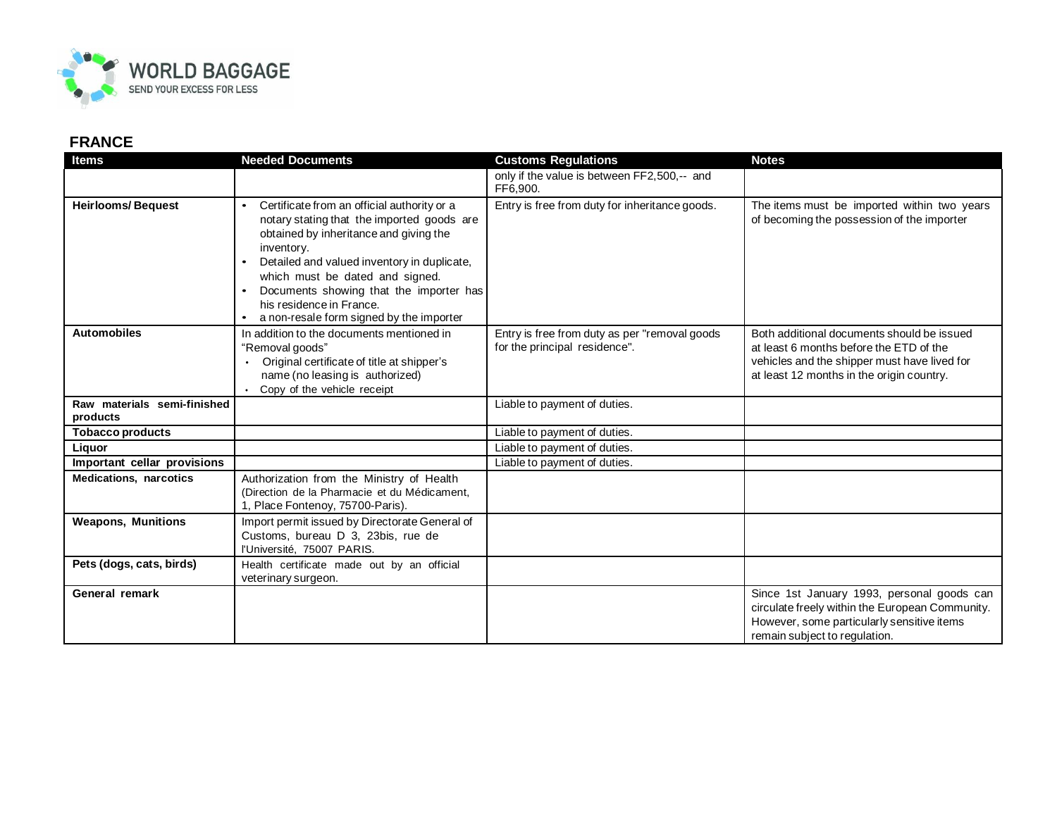## FRANCE

| Items | Needed Documents | Customs Regulations | Notes |
|---|---|---|---|
| | | only if the value is between FF2,500,-- and FF6,900. | |
| **Heirlooms/ Bequest** | • Certificate from an official authority or a notary stating that the imported goods are obtained by inheritance and giving the inventory.<br>• Detailed and valued inventory in duplicate, which must be dated and signed.<br>• Documents showing that the importer has his residence in France.<br>• a non-resale form signed by the importer | Entry is free from duty for inheritance goods. | The items must be imported within two years of becoming the possession of the importer |
| **Automobiles** | In addition to the documents mentioned in "Removal goods"<br>• Original certificate of title at shipper's name (no leasing is authorized)<br>• Copy of the vehicle receipt | Entry is free from duty as per "removal goods for the principal residence". | Both additional documents should be issued at least 6 months before the ETD of the vehicles and the shipper must have lived for at least 12 months in the origin country. |
| **Raw materials semi-finished products** | | Liable to payment of duties. | |
| **Tobacco products** | | Liable to payment of duties. | |
| **Liquor** | | Liable to payment of duties. | |
| **Important cellar provisions** | | Liable to payment of duties. | |
| **Medications, narcotics** | Authorization from the Ministry of Health (Direction de la Pharmacie et du Médicament, 1, Place Fontenoy, 75700-Paris). | | |
| **Weapons, Munitions** | Import permit issued by Directorate General of Customs, bureau D 3, 23bis, rue de l'Université, 75007 PARIS. | | |
| **Pets (dogs, cats, birds)** | Health certificate made out by an official veterinary surgeon. | | |
| **General remark** | | | Since 1st January 1993, personal goods can circulate freely within the European Community. However, some particularly sensitive items remain subject to regulation. |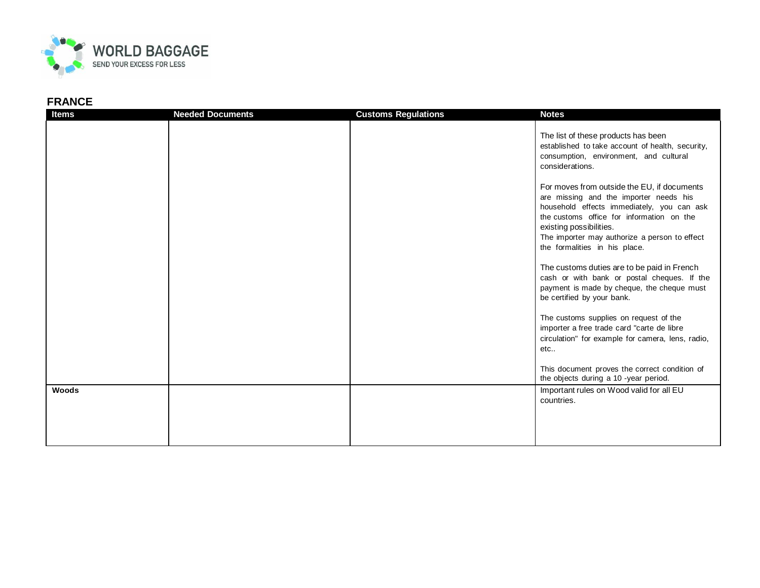## FRANCE

| Items | Needed Documents | Customs Regulations | Notes |
|---|---|---|---|
| | | | The list of these products has been established to take account of health, security, consumption, environment, and cultural considerations.<br><br>For moves from outside the EU, if documents are missing and the importer needs his household effects immediately, you can ask the customs office for information on the existing possibilities.<br>The importer may authorize a person to effect the formalities in his place.<br><br>The customs duties are to be paid in French cash or with bank or postal cheques. If the payment is made by cheque, the cheque must be certified by your bank.<br><br>The customs supplies on request of the importer a free trade card "carte de libre circulation" for example for camera, lens, radio, etc..<br><br>This document proves the correct condition of the objects during a 10 -year period. |
| **Woods** | | | Important rules on Wood valid for all EU countries. |